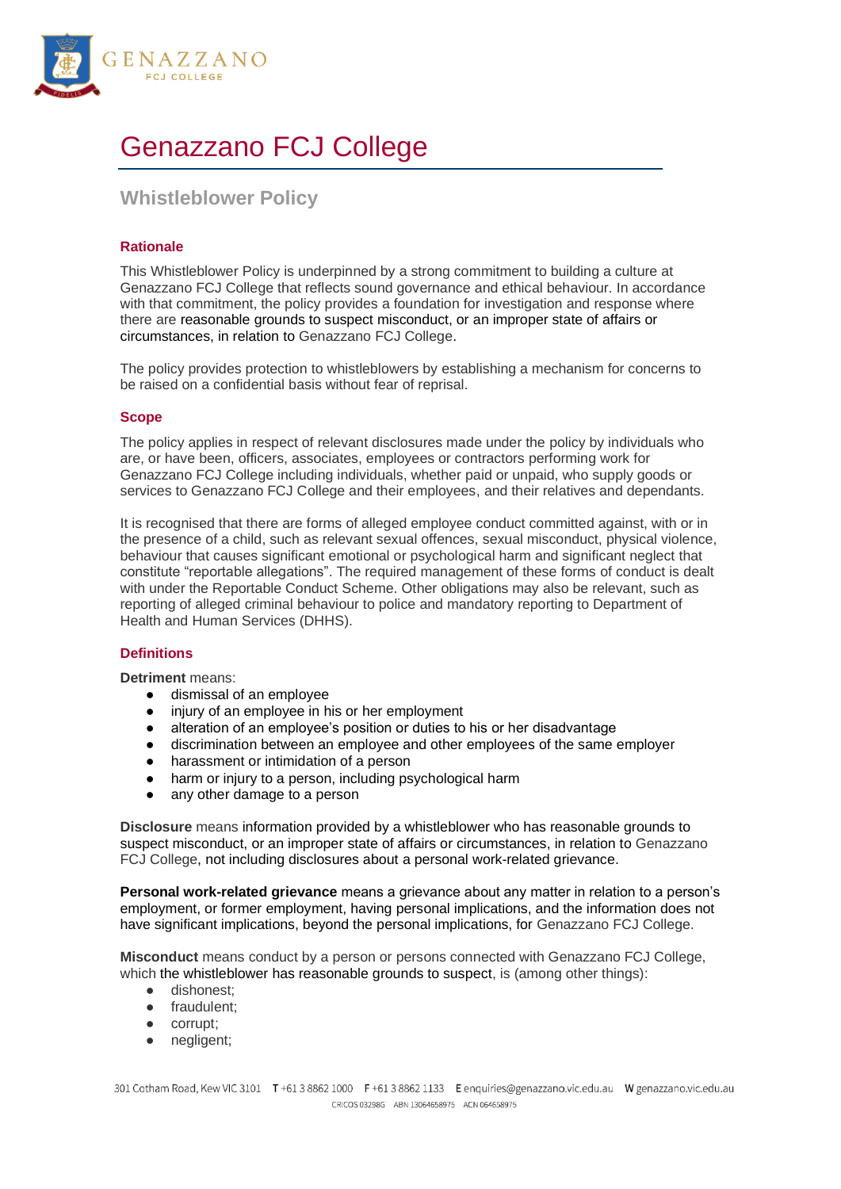# Genazzano FCJ College

## Whistleblower Policy

### Rationale

This Whistleblower Policy is underpinned by a strong commitment to building a culture at Genazzano FCJ College that reflects sound governance and ethical behaviour. In accordance with that commitment, the policy provides a foundation for investigation and response where there are reasonable grounds to suspect misconduct, or an improper state of affairs or circumstances, in relation to Genazzano FCJ College.

The policy provides protection to whistleblowers by establishing a mechanism for concerns to be raised on a confidential basis without fear of reprisal.

### Scope

The policy applies in respect of relevant disclosures made under the policy by individuals who are, or have been, officers, associates, employees or contractors performing work for Genazzano FCJ College including individuals, whether paid or unpaid, who supply goods or services to Genazzano FCJ College and their employees, and their relatives and dependants.

It is recognised that there are forms of alleged employee conduct committed against, with or in the presence of a child, such as relevant sexual offences, sexual misconduct, physical violence, behaviour that causes significant emotional or psychological harm and significant neglect that constitute "reportable allegations". The required management of these forms of conduct is dealt with under the Reportable Conduct Scheme. Other obligations may also be relevant, such as reporting of alleged criminal behaviour to police and mandatory reporting to Department of Health and Human Services (DHHS).

### Definitions

**Detriment** means:

- dismissal of an employee
- injury of an employee in his or her employment
- alteration of an employee's position or duties to his or her disadvantage
- discrimination between an employee and other employees of the same employer
- harassment or intimidation of a person
- harm or injury to a person, including psychological harm
- any other damage to a person

**Disclosure** means information provided by a whistleblower who has reasonable grounds to suspect misconduct, or an improper state of affairs or circumstances, in relation to Genazzano FCJ College, not including disclosures about a personal work-related grievance.

**Personal work-related grievance** means a grievance about any matter in relation to a person's employment, or former employment, having personal implications, and the information does not have significant implications, beyond the personal implications, for Genazzano FCJ College.

**Misconduct** means conduct by a person or persons connected with Genazzano FCJ College, which the whistleblower has reasonable grounds to suspect, is (among other things):

- dishonest;
- fraudulent;
- corrupt;
- negligent;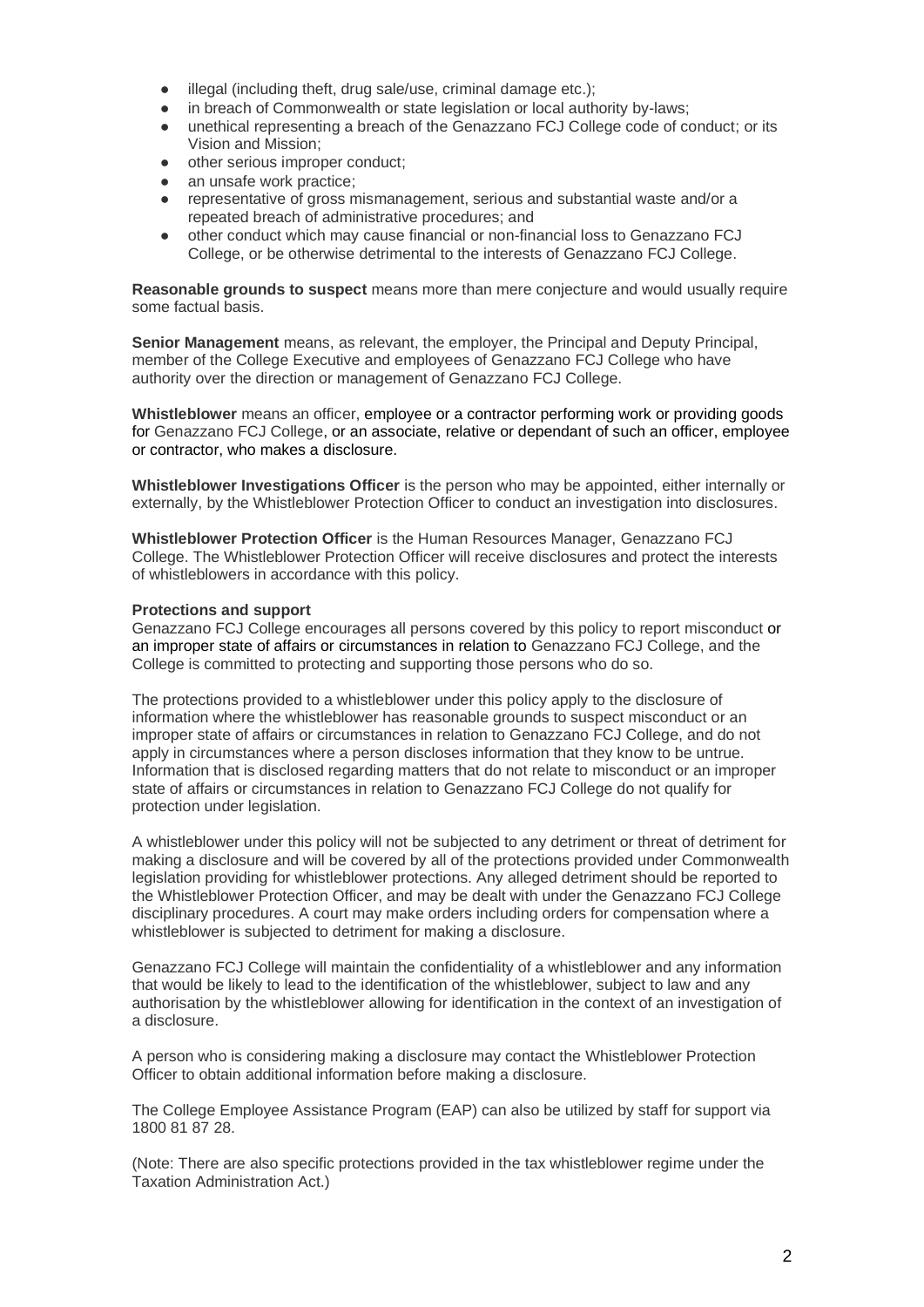- illegal (including theft, drug sale/use, criminal damage etc.);
- in breach of Commonwealth or state legislation or local authority by-laws;
- unethical representing a breach of the Genazzano FCJ College code of conduct; or its Vision and Mission;
- other serious improper conduct;
- an unsafe work practice;
- representative of gross mismanagement, serious and substantial waste and/or a repeated breach of administrative procedures; and
- other conduct which may cause financial or non-financial loss to Genazzano FCJ College, or be otherwise detrimental to the interests of Genazzano FCJ College.

**Reasonable grounds to suspect** means more than mere conjecture and would usually require some factual basis.

**Senior Management** means, as relevant, the employer, the Principal and Deputy Principal, member of the College Executive and employees of Genazzano FCJ College who have authority over the direction or management of Genazzano FCJ College.

**Whistleblower** means an officer, employee or a contractor performing work or providing goods for Genazzano FCJ College, or an associate, relative or dependant of such an officer, employee or contractor, who makes a disclosure.

**Whistleblower Investigations Officer** is the person who may be appointed, either internally or externally, by the Whistleblower Protection Officer to conduct an investigation into disclosures.

**Whistleblower Protection Officer** is the Human Resources Manager, Genazzano FCJ College. The Whistleblower Protection Officer will receive disclosures and protect the interests of whistleblowers in accordance with this policy.

**Protections and support**

Genazzano FCJ College encourages all persons covered by this policy to report misconduct or an improper state of affairs or circumstances in relation to Genazzano FCJ College, and the College is committed to protecting and supporting those persons who do so.

The protections provided to a whistleblower under this policy apply to the disclosure of information where the whistleblower has reasonable grounds to suspect misconduct or an improper state of affairs or circumstances in relation to Genazzano FCJ College, and do not apply in circumstances where a person discloses information that they know to be untrue. Information that is disclosed regarding matters that do not relate to misconduct or an improper state of affairs or circumstances in relation to Genazzano FCJ College do not qualify for protection under legislation.

A whistleblower under this policy will not be subjected to any detriment or threat of detriment for making a disclosure and will be covered by all of the protections provided under Commonwealth legislation providing for whistleblower protections. Any alleged detriment should be reported to the Whistleblower Protection Officer, and may be dealt with under the Genazzano FCJ College disciplinary procedures. A court may make orders including orders for compensation where a whistleblower is subjected to detriment for making a disclosure.

Genazzano FCJ College will maintain the confidentiality of a whistleblower and any information that would be likely to lead to the identification of the whistleblower, subject to law and any authorisation by the whistleblower allowing for identification in the context of an investigation of a disclosure.

A person who is considering making a disclosure may contact the Whistleblower Protection Officer to obtain additional information before making a disclosure.

The College Employee Assistance Program (EAP) can also be utilized by staff for support via 1800 81 87 28.

(Note: There are also specific protections provided in the tax whistleblower regime under the Taxation Administration Act.)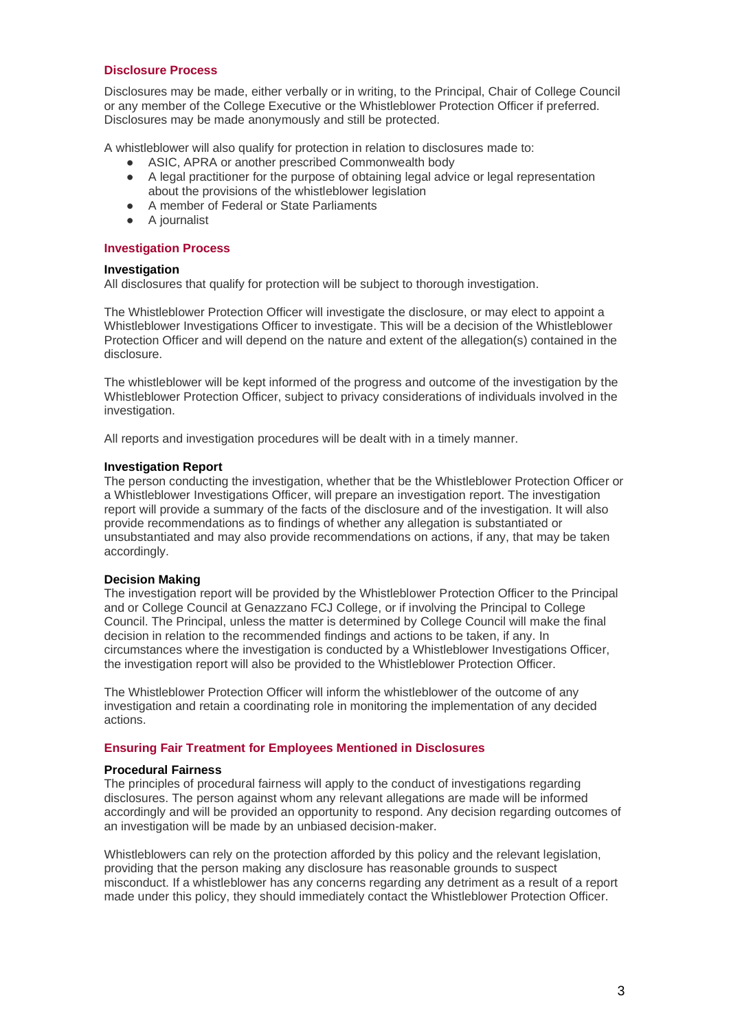## Disclosure Process

Disclosures may be made, either verbally or in writing, to the Principal, Chair of College Council or any member of the College Executive or the Whistleblower Protection Officer if preferred. Disclosures may be made anonymously and still be protected.

A whistleblower will also qualify for protection in relation to disclosures made to:

- ASIC, APRA or another prescribed Commonwealth body
- A legal practitioner for the purpose of obtaining legal advice or legal representation about the provisions of the whistleblower legislation
- A member of Federal or State Parliaments
- A journalist

## Investigation Process

### Investigation

All disclosures that qualify for protection will be subject to thorough investigation.

The Whistleblower Protection Officer will investigate the disclosure, or may elect to appoint a Whistleblower Investigations Officer to investigate. This will be a decision of the Whistleblower Protection Officer and will depend on the nature and extent of the allegation(s) contained in the disclosure.

The whistleblower will be kept informed of the progress and outcome of the investigation by the Whistleblower Protection Officer, subject to privacy considerations of individuals involved in the investigation.

All reports and investigation procedures will be dealt with in a timely manner.

### Investigation Report

The person conducting the investigation, whether that be the Whistleblower Protection Officer or a Whistleblower Investigations Officer, will prepare an investigation report. The investigation report will provide a summary of the facts of the disclosure and of the investigation. It will also provide recommendations as to findings of whether any allegation is substantiated or unsubstantiated and may also provide recommendations on actions, if any, that may be taken accordingly.

### Decision Making

The investigation report will be provided by the Whistleblower Protection Officer to the Principal and or College Council at Genazzano FCJ College, or if involving the Principal to College Council. The Principal, unless the matter is determined by College Council will make the final decision in relation to the recommended findings and actions to be taken, if any. In circumstances where the investigation is conducted by a Whistleblower Investigations Officer, the investigation report will also be provided to the Whistleblower Protection Officer.

The Whistleblower Protection Officer will inform the whistleblower of the outcome of any investigation and retain a coordinating role in monitoring the implementation of any decided actions.

## Ensuring Fair Treatment for Employees Mentioned in Disclosures

### Procedural Fairness

The principles of procedural fairness will apply to the conduct of investigations regarding disclosures. The person against whom any relevant allegations are made will be informed accordingly and will be provided an opportunity to respond. Any decision regarding outcomes of an investigation will be made by an unbiased decision-maker.

Whistleblowers can rely on the protection afforded by this policy and the relevant legislation, providing that the person making any disclosure has reasonable grounds to suspect misconduct. If a whistleblower has any concerns regarding any detriment as a result of a report made under this policy, they should immediately contact the Whistleblower Protection Officer.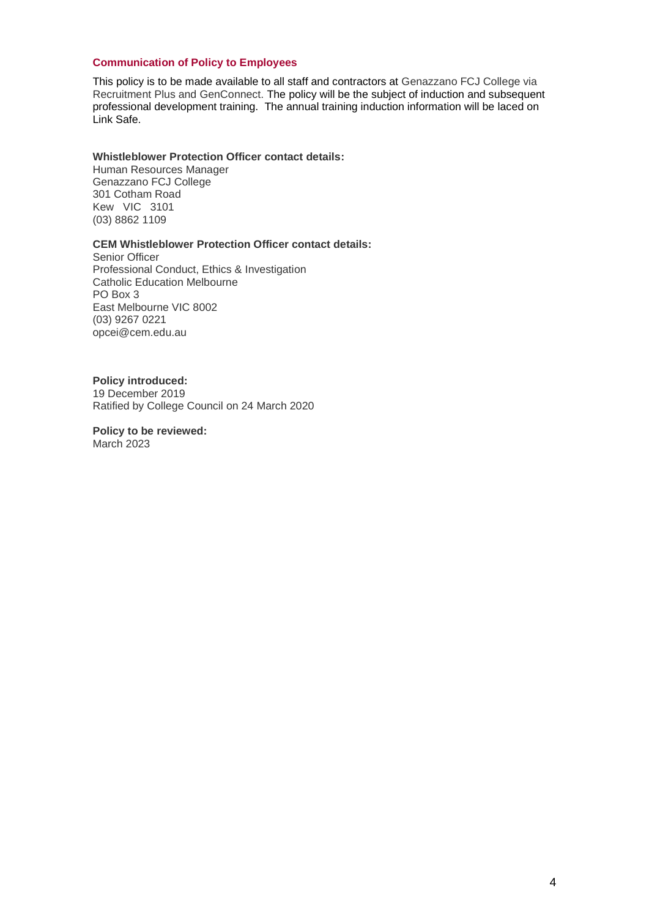### Communication of Policy to Employees

This policy is to be made available to all staff and contractors at Genazzano FCJ College via Recruitment Plus and GenConnect. The policy will be the subject of induction and subsequent professional development training. The annual training induction information will be laced on Link Safe.

**Whistleblower Protection Officer contact details:**
Human Resources Manager
Genazzano FCJ College
301 Cotham Road
Kew VIC 3101
(03) 8862 1109

**CEM Whistleblower Protection Officer contact details:**
Senior Officer
Professional Conduct, Ethics & Investigation
Catholic Education Melbourne
PO Box 3
East Melbourne VIC 8002
(03) 9267 0221
opcei@cem.edu.au

**Policy introduced:**
19 December 2019
Ratified by College Council on 24 March 2020

**Policy to be reviewed:**
March 2023